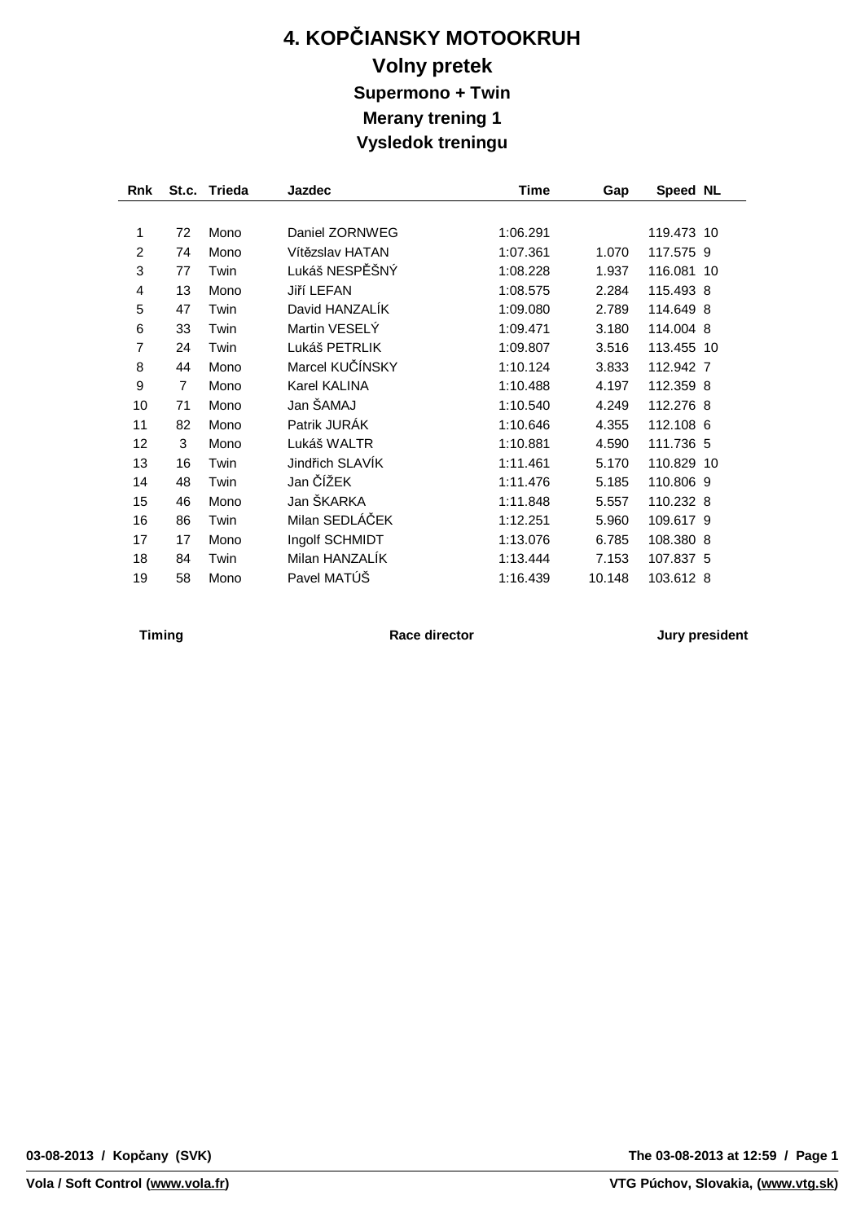# 4. KOPČIANSKY MOTOOKRUH

## Volny pretek

### Supermono + Twin

### Merany trening 1

### Vysledok treningu

| Rnk | St.c. | Trieda | Jazdec | Time | Gap | Speed | NL |
|---|---|---|---|---|---|---|---|
| 1 | 72 | Mono | Daniel ZORNWEG | 1:06.291 | | 119.473 | 10 |
| 2 | 74 | Mono | Vítězslav HATAN | 1:07.361 | 1.070 | 117.575 | 9 |
| 3 | 77 | Twin | Lukáš NESPĚŠNÝ | 1:08.228 | 1.937 | 116.081 | 10 |
| 4 | 13 | Mono | Jiří LEFAN | 1:08.575 | 2.284 | 115.493 | 8 |
| 5 | 47 | Twin | David HANZALÍK | 1:09.080 | 2.789 | 114.649 | 8 |
| 6 | 33 | Twin | Martin VESELÝ | 1:09.471 | 3.180 | 114.004 | 8 |
| 7 | 24 | Twin | Lukáš PETRLIK | 1:09.807 | 3.516 | 113.455 | 10 |
| 8 | 44 | Mono | Marcel KUČÍNSKY | 1:10.124 | 3.833 | 112.942 | 7 |
| 9 | 7 | Mono | Karel KALINA | 1:10.488 | 4.197 | 112.359 | 8 |
| 10 | 71 | Mono | Jan ŠAMAJ | 1:10.540 | 4.249 | 112.276 | 8 |
| 11 | 82 | Mono | Patrik JURÁK | 1:10.646 | 4.355 | 112.108 | 6 |
| 12 | 3 | Mono | Lukáš WALTR | 1:10.881 | 4.590 | 111.736 | 5 |
| 13 | 16 | Twin | Jindřich SLAVÍK | 1:11.461 | 5.170 | 110.829 | 10 |
| 14 | 48 | Twin | Jan ČÍŽEK | 1:11.476 | 5.185 | 110.806 | 9 |
| 15 | 46 | Mono | Jan ŠKARKA | 1:11.848 | 5.557 | 110.232 | 8 |
| 16 | 86 | Twin | Milan SEDLÁČEK | 1:12.251 | 5.960 | 109.617 | 9 |
| 17 | 17 | Mono | Ingolf SCHMIDT | 1:13.076 | 6.785 | 108.380 | 8 |
| 18 | 84 | Twin | Milan HANZALÍK | 1:13.444 | 7.153 | 107.837 | 5 |
| 19 | 58 | Mono | Pavel MATÚŠ | 1:16.439 | 10.148 | 103.612 | 8 |

**Timing** **Race director** **Jury president**

**03-08-2013 / Kopčany (SVK)** **The 03-08-2013 at 12:59**

**Vola / Soft Control (www.vola.fr)** **VTG Púchov, Slovakia, (www.vtg.sk)**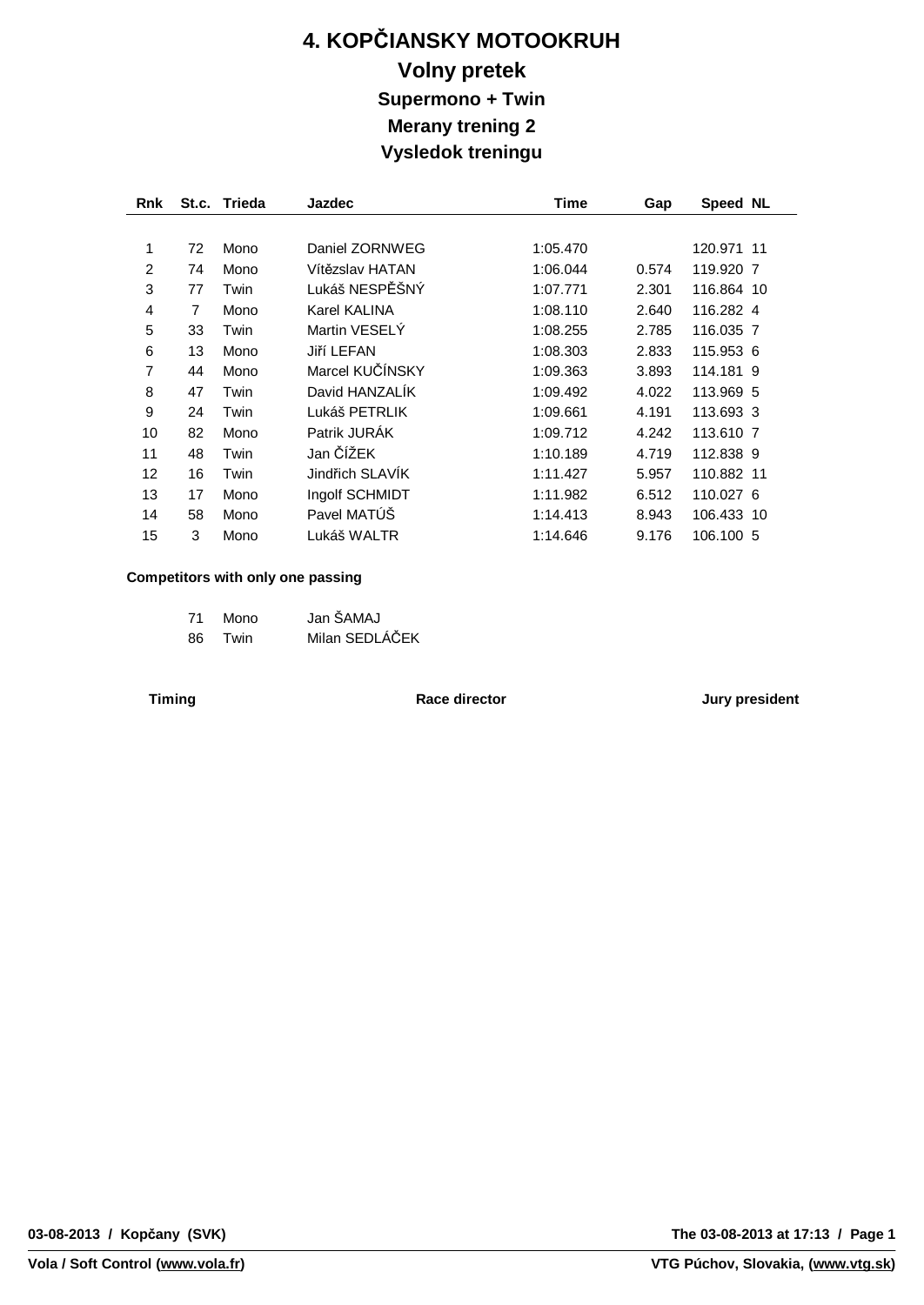# 4. KOPČIANSKY MOTOOKRUH

## Volny pretek

### Supermono + Twin

### Merany trening 2

### Vysledok treningu

| Rnk | St.c. | Trieda | Jazdec | Time | Gap | Speed | NL |
|---|---|---|---|---|---|---|---|
| 1 | 72 | Mono | Daniel ZORNWEG | 1:05.470 | | 120.971 | 11 |
| 2 | 74 | Mono | Vítězslav HATAN | 1:06.044 | 0.574 | 119.920 | 7 |
| 3 | 77 | Twin | Lukáš NESPĚŠNÝ | 1:07.771 | 2.301 | 116.864 | 10 |
| 4 | 7 | Mono | Karel KALINA | 1:08.110 | 2.640 | 116.282 | 4 |
| 5 | 33 | Twin | Martin VESELÝ | 1:08.255 | 2.785 | 116.035 | 7 |
| 6 | 13 | Mono | Jiří LEFAN | 1:08.303 | 2.833 | 115.953 | 6 |
| 7 | 44 | Mono | Marcel KUČÍNSKY | 1:09.363 | 3.893 | 114.181 | 9 |
| 8 | 47 | Twin | David HANZALÍK | 1:09.492 | 4.022 | 113.969 | 5 |
| 9 | 24 | Twin | Lukáš PETRLIK | 1:09.661 | 4.191 | 113.693 | 3 |
| 10 | 82 | Mono | Patrik JURÁK | 1:09.712 | 4.242 | 113.610 | 7 |
| 11 | 48 | Twin | Jan ČÍŽEK | 1:10.189 | 4.719 | 112.838 | 9 |
| 12 | 16 | Twin | Jindřich SLAVÍK | 1:11.427 | 5.957 | 110.882 | 11 |
| 13 | 17 | Mono | Ingolf SCHMIDT | 1:11.982 | 6.512 | 110.027 | 6 |
| 14 | 58 | Mono | Pavel MATÚŠ | 1:14.413 | 8.943 | 106.433 | 10 |
| 15 | 3 | Mono | Lukáš WALTR | 1:14.646 | 9.176 | 106.100 | 5 |

**Competitors with only one passing**

| St.c. | Trieda | Jazdec |
|---|---|---|
| 71 | Mono | Jan ŠAMAJ |
| 86 | Twin | Milan SEDLÁČEK |

**Timing** **Race director** **Jury president**

**03-08-2013 / Kopčany (SVK)** **The 03-08-2013 at 17:13**

**Vola / Soft Control (www.vola.fr)** **VTG Púchov, Slovakia, (www.vtg.sk)**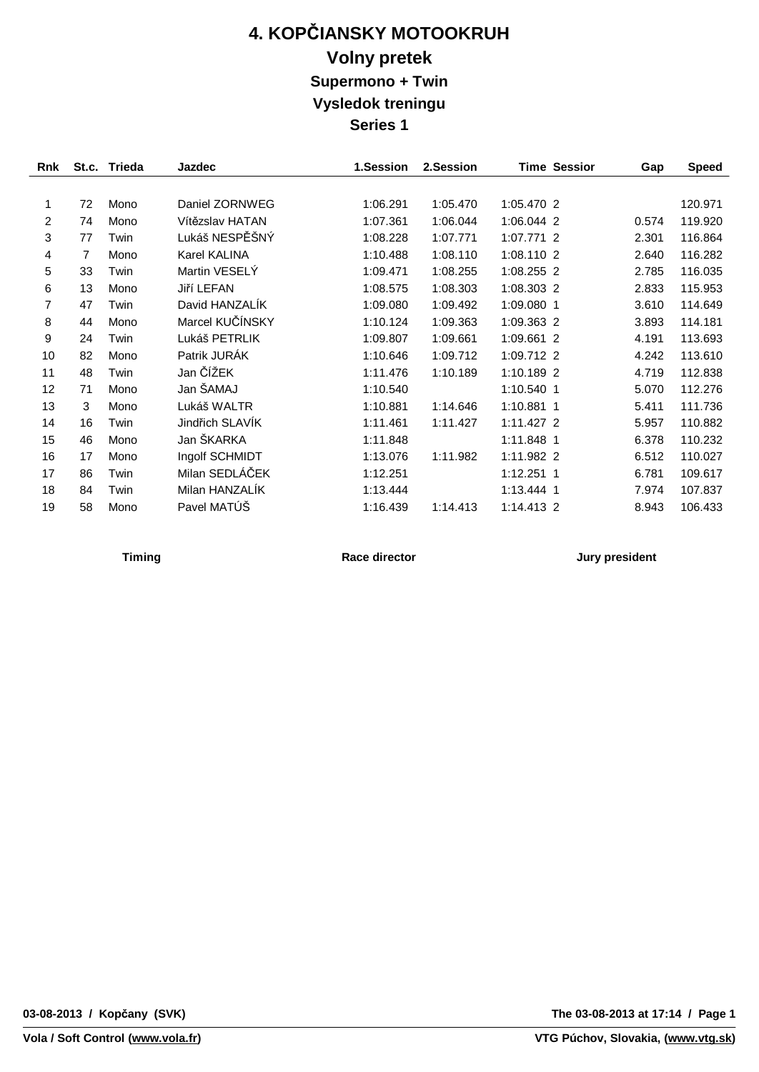# 4. KOPČIANSKY MOTOOKRUH

## Volny pretek

### Supermono + Twin

### Vysledok treningu

### Series 1

| Rnk | St.c. | Trieda | Jazdec | 1.Session | 2.Session | Time | Sessior | Gap | Speed |
|---|---|---|---|---|---|---|---|---|---|
| 1 | 72 | Mono | Daniel ZORNWEG | 1:06.291 | 1:05.470 | 1:05.470 | 2 | | 120.971 |
| 2 | 74 | Mono | Vítězslav HATAN | 1:07.361 | 1:06.044 | 1:06.044 | 2 | 0.574 | 119.920 |
| 3 | 77 | Twin | Lukáš NESPĚŠNÝ | 1:08.228 | 1:07.771 | 1:07.771 | 2 | 2.301 | 116.864 |
| 4 | 7 | Mono | Karel KALINA | 1:10.488 | 1:08.110 | 1:08.110 | 2 | 2.640 | 116.282 |
| 5 | 33 | Twin | Martin VESELÝ | 1:09.471 | 1:08.255 | 1:08.255 | 2 | 2.785 | 116.035 |
| 6 | 13 | Mono | Jiří LEFAN | 1:08.575 | 1:08.303 | 1:08.303 | 2 | 2.833 | 115.953 |
| 7 | 47 | Twin | David HANZALÍK | 1:09.080 | 1:09.492 | 1:09.080 | 1 | 3.610 | 114.649 |
| 8 | 44 | Mono | Marcel KUČÍNSKY | 1:10.124 | 1:09.363 | 1:09.363 | 2 | 3.893 | 114.181 |
| 9 | 24 | Twin | Lukáš PETRLIK | 1:09.807 | 1:09.661 | 1:09.661 | 2 | 4.191 | 113.693 |
| 10 | 82 | Mono | Patrik JURÁK | 1:10.646 | 1:09.712 | 1:09.712 | 2 | 4.242 | 113.610 |
| 11 | 48 | Twin | Jan ČÍŽEK | 1:11.476 | 1:10.189 | 1:10.189 | 2 | 4.719 | 112.838 |
| 12 | 71 | Mono | Jan ŠAMAJ | 1:10.540 | | 1:10.540 | 1 | 5.070 | 112.276 |
| 13 | 3 | Mono | Lukáš WALTR | 1:10.881 | 1:14.646 | 1:10.881 | 1 | 5.411 | 111.736 |
| 14 | 16 | Twin | Jindřich SLAVÍK | 1:11.461 | 1:11.427 | 1:11.427 | 2 | 5.957 | 110.882 |
| 15 | 46 | Mono | Jan ŠKARKA | 1:11.848 | | 1:11.848 | 1 | 6.378 | 110.232 |
| 16 | 17 | Mono | Ingolf SCHMIDT | 1:13.076 | 1:11.982 | 1:11.982 | 2 | 6.512 | 110.027 |
| 17 | 86 | Twin | Milan SEDLÁČEK | 1:12.251 | | 1:12.251 | 1 | 6.781 | 109.617 |
| 18 | 84 | Twin | Milan HANZALÍK | 1:13.444 | | 1:13.444 | 1 | 7.974 | 107.837 |
| 19 | 58 | Mono | Pavel MATÚŠ | 1:16.439 | 1:14.413 | 1:14.413 | 2 | 8.943 | 106.433 |

**Timing** **Race director** **Jury president**

**03-08-2013 / Kopčany (SVK)** **The 03-08-2013 at 17:14 / Page 1**

**Vola / Soft Control (www.vola.fr)** **VTG Púchov, Slovakia, (www.vtg.sk)**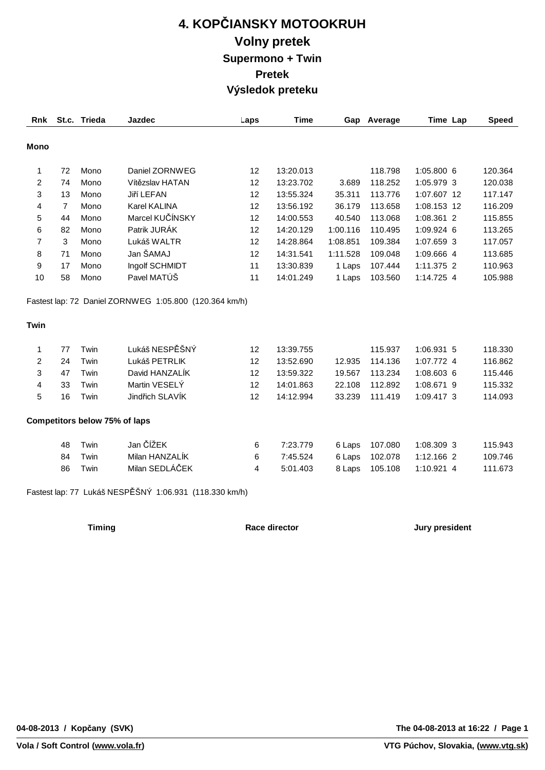# 4. KOPČIANSKY MOTOOKRUH

## Volny pretek

### Supermono + Twin

### Pretek

### Výsledok preteku

| Rnk | St.c. | Trieda | Jazdec | Laps | Time | Gap | Average | Time | Lap | Speed |
|---|---|---|---|---|---|---|---|---|---|---|
| **Mono** | | | | | | | | | | |
| 1 | 72 | Mono | Daniel ZORNWEG | 12 | 13:20.013 | | 118.798 | 1:05.800 | 6 | 120.364 |
| 2 | 74 | Mono | Vítězslav HATAN | 12 | 13:23.702 | 3.689 | 118.252 | 1:05.979 | 3 | 120.038 |
| 3 | 13 | Mono | Jiří LEFAN | 12 | 13:55.324 | 35.311 | 113.776 | 1:07.607 | 12 | 117.147 |
| 4 | 7 | Mono | Karel KALINA | 12 | 13:56.192 | 36.179 | 113.658 | 1:08.153 | 12 | 116.209 |
| 5 | 44 | Mono | Marcel KUČÍNSKY | 12 | 14:00.553 | 40.540 | 113.068 | 1:08.361 | 2 | 115.855 |
| 6 | 82 | Mono | Patrik JURÁK | 12 | 14:20.129 | 1:00.116 | 110.495 | 1:09.924 | 6 | 113.265 |
| 7 | 3 | Mono | Lukáš WALTR | 12 | 14:28.864 | 1:08.851 | 109.384 | 1:07.659 | 3 | 117.057 |
| 8 | 71 | Mono | Jan ŠAMAJ | 12 | 14:31.541 | 1:11.528 | 109.048 | 1:09.666 | 4 | 113.685 |
| 9 | 17 | Mono | Ingolf SCHMIDT | 11 | 13:30.839 | 1 Laps | 107.444 | 1:11.375 | 2 | 110.963 |
| 10 | 58 | Mono | Pavel MATÚŠ | 11 | 14:01.249 | 1 Laps | 103.560 | 1:14.725 | 4 | 105.988 |

Fastest lap: 72 Daniel ZORNWEG 1:05.800 (120.364 km/h)

| Rnk | St.c. | Trieda | Jazdec | Laps | Time | Gap | Average | Time | Lap | Speed |
|---|---|---|---|---|---|---|---|---|---|---|
| **Twin** | | | | | | | | | | |
| 1 | 77 | Twin | Lukáš NESPĚŠNÝ | 12 | 13:39.755 | | 115.937 | 1:06.931 | 5 | 118.330 |
| 2 | 24 | Twin | Lukáš PETRLIK | 12 | 13:52.690 | 12.935 | 114.136 | 1:07.772 | 4 | 116.862 |
| 3 | 47 | Twin | David HANZALÍK | 12 | 13:59.322 | 19.567 | 113.234 | 1:08.603 | 6 | 115.446 |
| 4 | 33 | Twin | Martin VESELÝ | 12 | 14:01.863 | 22.108 | 112.892 | 1:08.671 | 9 | 115.332 |
| 5 | 16 | Twin | Jindřich SLAVÍK | 12 | 14:12.994 | 33.239 | 111.419 | 1:09.417 | 3 | 114.093 |
| **Competitors below 75% of laps** | | | | | | | | | | |
| | 48 | Twin | Jan ČÍŽEK | 6 | 7:23.779 | 6 Laps | 107.080 | 1:08.309 | 3 | 115.943 |
| | 84 | Twin | Milan HANZALÍK | 6 | 7:45.524 | 6 Laps | 102.078 | 1:12.166 | 2 | 109.746 |
| | 86 | Twin | Milan SEDLÁČEK | 4 | 5:01.403 | 8 Laps | 105.108 | 1:10.921 | 4 | 111.673 |

Fastest lap: 77 Lukáš NESPĚŠNÝ 1:06.931 (118.330 km/h)

**Timing** **Race director** **Jury president**

**04-08-2013 / Kopčany (SVK)** **The 04-08-2013 at 16:22**

**Vola / Soft Control (www.vola.fr)** **VTG Púchov, Slovakia, (www.vtg.sk)**